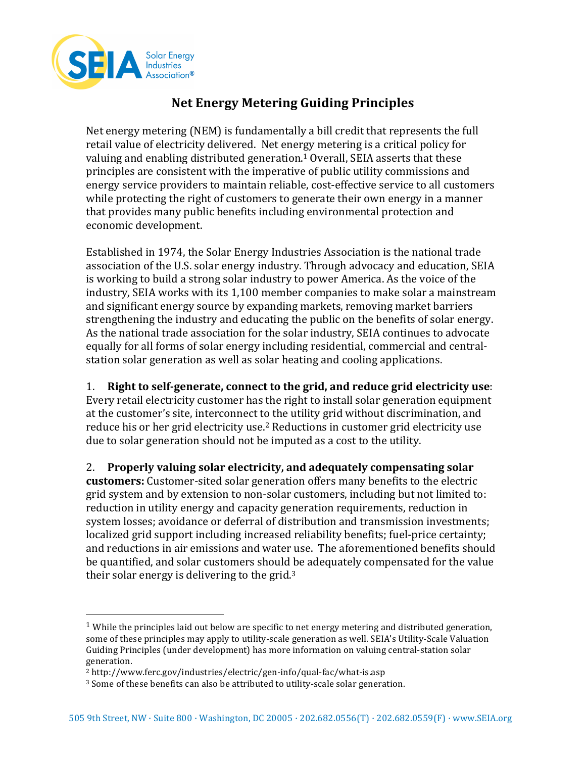# Net Energy Metering Guiding Principles

Net energy metering (NEM) is fundamentally a bill credit that represents the full retail value of electricity delivered. Net energy metering is a critical policy for valuing and enabling distributed generation.[1] Overall, SEIA asserts that these principles are consistent with the imperative of public utility commissions and energy service providers to maintain reliable, cost-effective service to all customers while protecting the right of customers to generate their own energy in a manner that provides many public benefits including environmental protection and economic development.

Established in 1974, the Solar Energy Industries Association is the national trade association of the U.S. solar energy industry. Through advocacy and education, SEIA is working to build a strong solar industry to power America. As the voice of the industry, SEIA works with its 1,100 member companies to make solar a mainstream and significant energy source by expanding markets, removing market barriers strengthening the industry and educating the public on the benefits of solar energy. As the national trade association for the solar industry, SEIA continues to advocate equally for all forms of solar energy including residential, commercial and central-station solar generation as well as solar heating and cooling applications.

1. **Right to self-generate, connect to the grid, and reduce grid electricity use**: Every retail electricity customer has the right to install solar generation equipment at the customer's site, interconnect to the utility grid without discrimination, and reduce his or her grid electricity use.[2] Reductions in customer grid electricity use due to solar generation should not be imputed as a cost to the utility.

2. **Properly valuing solar electricity, and adequately compensating solar customers:** Customer-sited solar generation offers many benefits to the electric grid system and by extension to non-solar customers, including but not limited to: reduction in utility energy and capacity generation requirements, reduction in system losses; avoidance or deferral of distribution and transmission investments; localized grid support including increased reliability benefits; fuel-price certainty; and reductions in air emissions and water use. The aforementioned benefits should be quantified, and solar customers should be adequately compensated for the value their solar energy is delivering to the grid.[3]

---

[1] While the principles laid out below are specific to net energy metering and distributed generation, some of these principles may apply to utility-scale generation as well. SEIA's Utility-Scale Valuation Guiding Principles (under development) has more information on valuing central-station solar generation.

[2] http://www.ferc.gov/industries/electric/gen-info/qual-fac/what-is.asp

[3] Some of these benefits can also be attributed to utility-scale solar generation.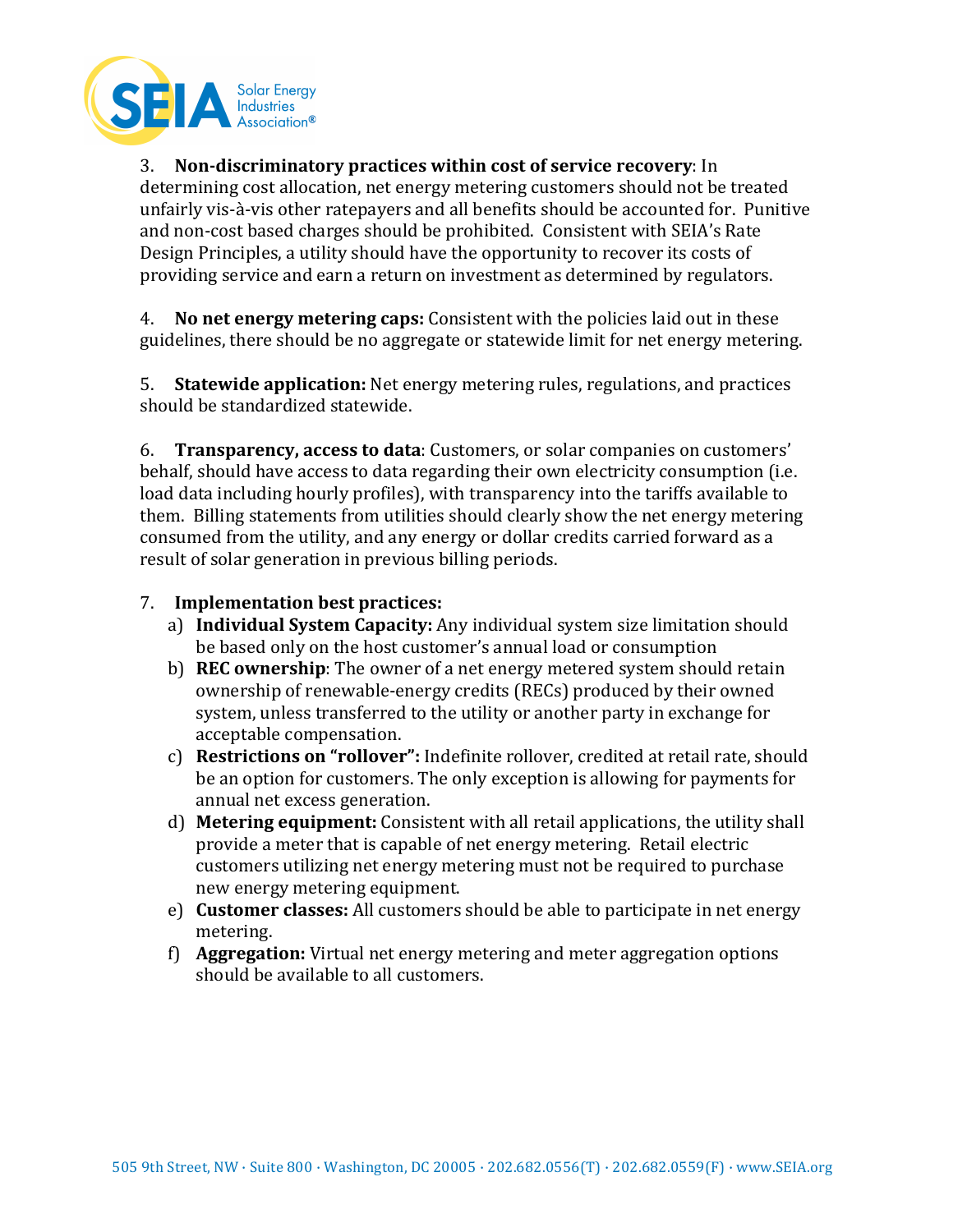3. **Non-discriminatory practices within cost of service recovery**: In determining cost allocation, net energy metering customers should not be treated unfairly vis-à-vis other ratepayers and all benefits should be accounted for. Punitive and non-cost based charges should be prohibited. Consistent with SEIA's Rate Design Principles, a utility should have the opportunity to recover its costs of providing service and earn a return on investment as determined by regulators.

4. **No net energy metering caps:** Consistent with the policies laid out in these guidelines, there should be no aggregate or statewide limit for net energy metering.

5. **Statewide application:** Net energy metering rules, regulations, and practices should be standardized statewide.

6. **Transparency, access to data**: Customers, or solar companies on customers' behalf, should have access to data regarding their own electricity consumption (i.e. load data including hourly profiles), with transparency into the tariffs available to them. Billing statements from utilities should clearly show the net energy metering consumed from the utility, and any energy or dollar credits carried forward as a result of solar generation in previous billing periods.

7. **Implementation best practices:**
    a) **Individual System Capacity:** Any individual system size limitation should be based only on the host customer's annual load or consumption
    b) **REC ownership**: The owner of a net energy metered system should retain ownership of renewable-energy credits (RECs) produced by their owned system, unless transferred to the utility or another party in exchange for acceptable compensation.
    c) **Restrictions on "rollover":** Indefinite rollover, credited at retail rate, should be an option for customers. The only exception is allowing for payments for annual net excess generation.
    d) **Metering equipment:** Consistent with all retail applications, the utility shall provide a meter that is capable of net energy metering. Retail electric customers utilizing net energy metering must not be required to purchase new energy metering equipment.
    e) **Customer classes:** All customers should be able to participate in net energy metering.
    f) **Aggregation:** Virtual net energy metering and meter aggregation options should be available to all customers.